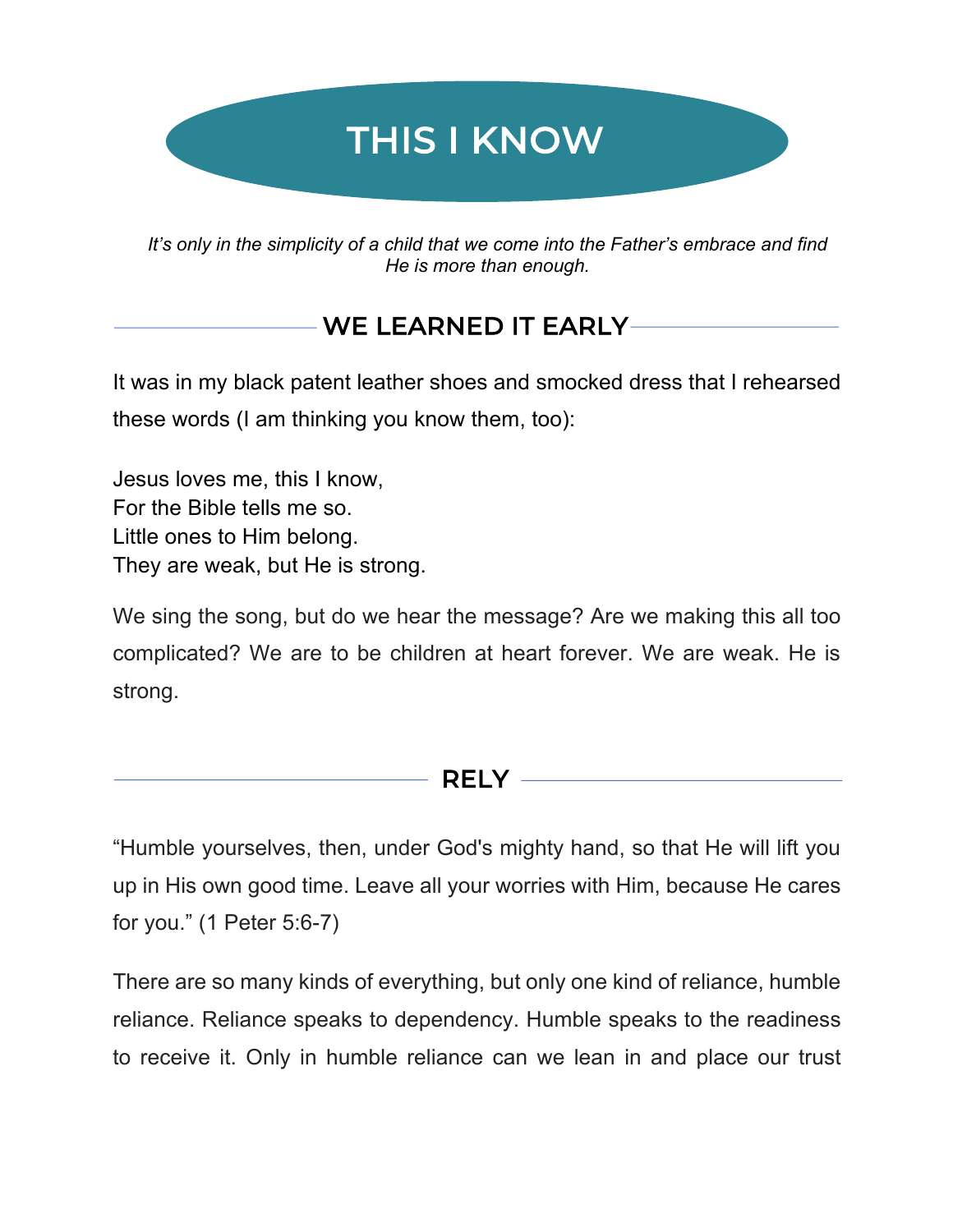# THIS I KNOW

*It's only in the simplicity of a child that we come into the Father's embrace and find He is more than enough.*

## WE LEARNED IT EARLY

It was in my black patent leather shoes and smocked dress that I rehearsed these words (I am thinking you know them, too):

Jesus loves me, this I know,
For the Bible tells me so.
Little ones to Him belong.
They are weak, but He is strong.

We sing the song, but do we hear the message? Are we making this all too complicated? We are to be children at heart forever. We are weak. He is strong.

## RELY

"Humble yourselves, then, under God's mighty hand, so that He will lift you up in His own good time. Leave all your worries with Him, because He cares for you." (1 Peter 5:6-7)

There are so many kinds of everything, but only one kind of reliance, humble reliance. Reliance speaks to dependency. Humble speaks to the readiness to receive it. Only in humble reliance can we lean in and place our trust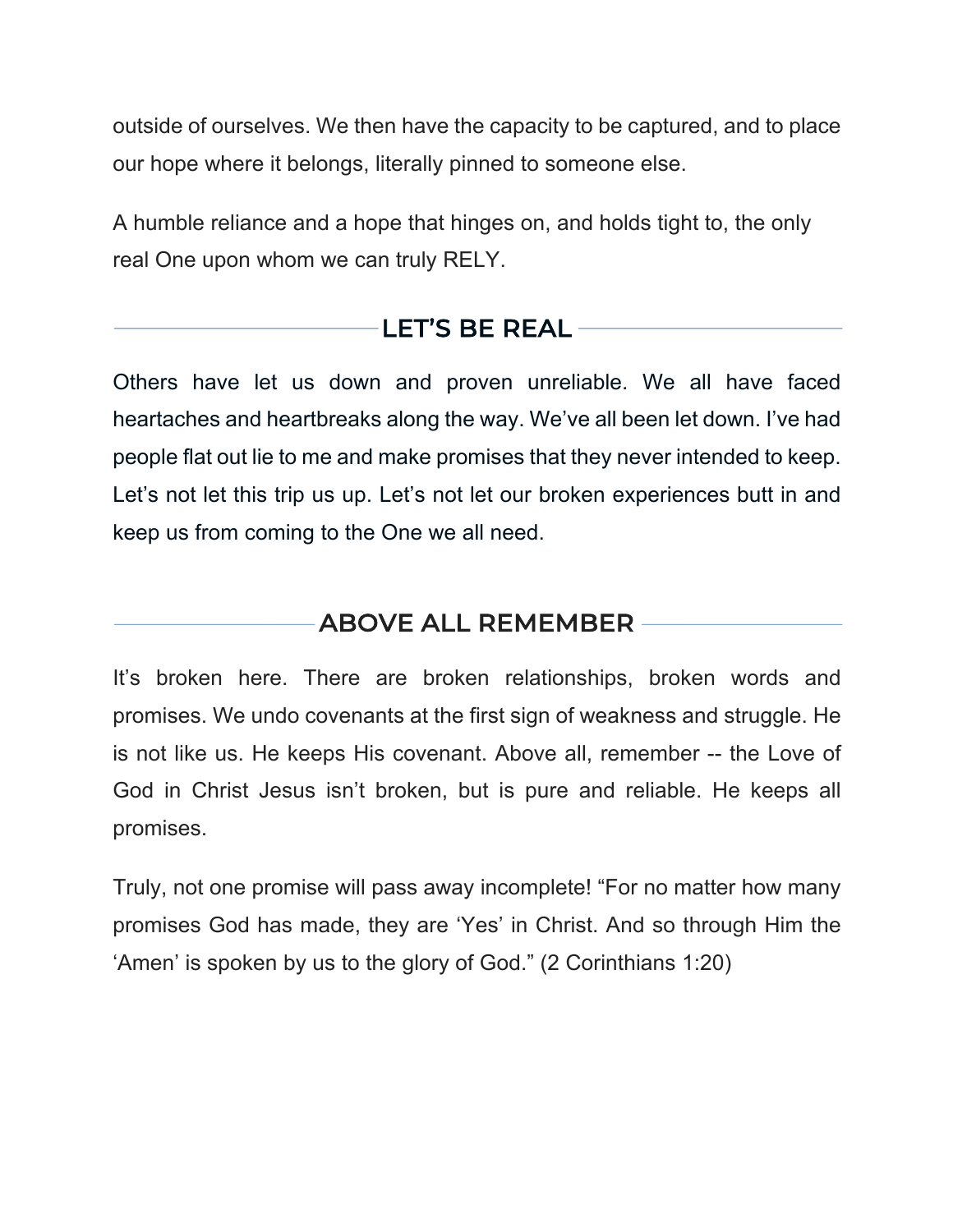outside of ourselves. We then have the capacity to be captured, and to place our hope where it belongs, literally pinned to someone else.

A humble reliance and a hope that hinges on, and holds tight to, the only real One upon whom we can truly RELY.

## LET'S BE REAL

Others have let us down and proven unreliable. We all have faced heartaches and heartbreaks along the way. We've all been let down. I've had people flat out lie to me and make promises that they never intended to keep. Let's not let this trip us up. Let's not let our broken experiences butt in and keep us from coming to the One we all need.

## ABOVE ALL REMEMBER

It's broken here. There are broken relationships, broken words and promises. We undo covenants at the first sign of weakness and struggle. He is not like us. He keeps His covenant. Above all, remember -- the Love of God in Christ Jesus isn't broken, but is pure and reliable. He keeps all promises.

Truly, not one promise will pass away incomplete! "For no matter how many promises God has made, they are 'Yes' in Christ. And so through Him the 'Amen' is spoken by us to the glory of God." (2 Corinthians 1:20)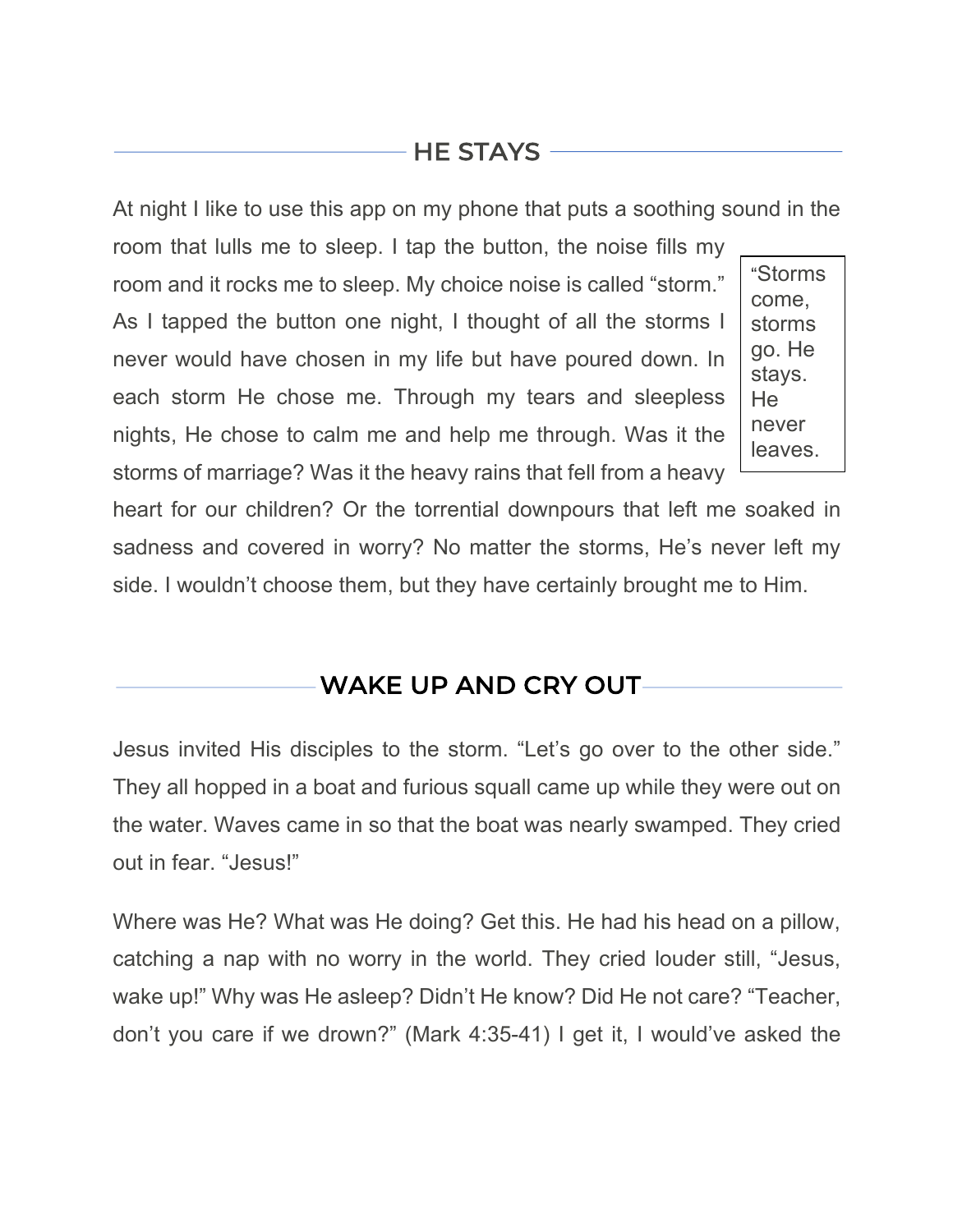## HE STAYS

At night I like to use this app on my phone that puts a soothing sound in the room that lulls me to sleep. I tap the button, the noise fills my room and it rocks me to sleep. My choice noise is called “storm.” As I tapped the button one night, I thought of all the storms I never would have chosen in my life but have poured down. In each storm He chose me. Through my tears and sleepless nights, He chose to calm me and help me through. Was it the storms of marriage? Was it the heavy rains that fell from a heavy heart for our children? Or the torrential downpours that left me soaked in sadness and covered in worry? No matter the storms, He’s never left my side. I wouldn’t choose them, but they have certainly brought me to Him.

> “Storms come, storms go. He stays. He never leaves.

## WAKE UP AND CRY OUT

Jesus invited His disciples to the storm. “Let’s go over to the other side.” They all hopped in a boat and furious squall came up while they were out on the water. Waves came in so that the boat was nearly swamped. They cried out in fear. “Jesus!”

Where was He? What was He doing? Get this. He had his head on a pillow, catching a nap with no worry in the world. They cried louder still, “Jesus, wake up!” Why was He asleep? Didn’t He know? Did He not care? “Teacher, don’t you care if we drown?” (Mark 4:35-41) I get it, I would’ve asked the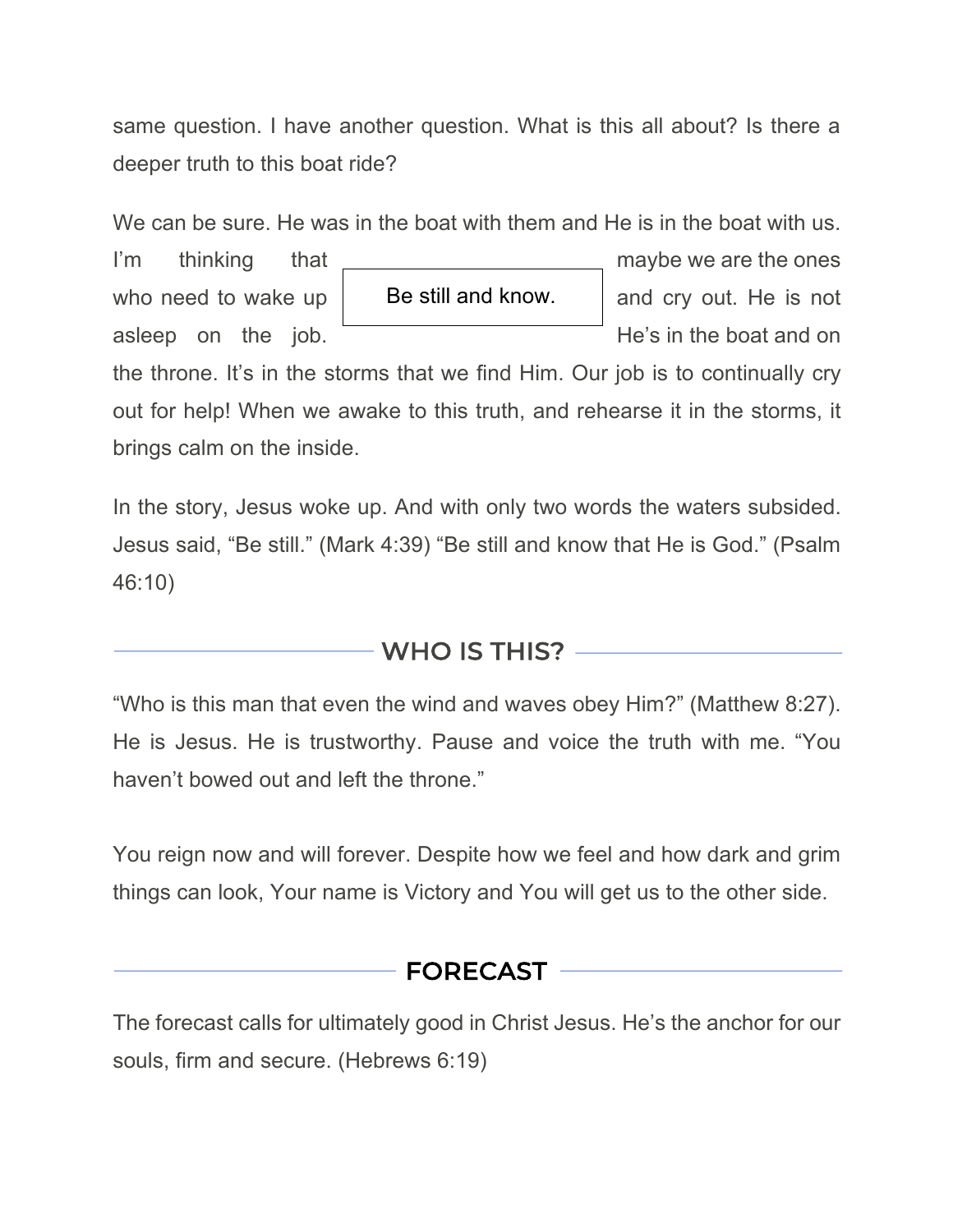same question. I have another question. What is this all about? Is there a deeper truth to this boat ride?

We can be sure. He was in the boat with them and He is in the boat with us. I'm thinking that maybe we are the ones who need to wake up and cry out. He is not asleep on the job. He's in the boat and on the throne. It's in the storms that we find Him. Our job is to continually cry out for help! When we awake to this truth, and rehearse it in the storms, it brings calm on the inside.

> Be still and know.

In the story, Jesus woke up. And with only two words the waters subsided. Jesus said, "Be still." (Mark 4:39) "Be still and know that He is God." (Psalm 46:10)

## WHO IS THIS?

"Who is this man that even the wind and waves obey Him?" (Matthew 8:27). He is Jesus. He is trustworthy. Pause and voice the truth with me. "You haven't bowed out and left the throne."

You reign now and will forever. Despite how we feel and how dark and grim things can look, Your name is Victory and You will get us to the other side.

## FORECAST

The forecast calls for ultimately good in Christ Jesus. He's the anchor for our souls, firm and secure. (Hebrews 6:19)